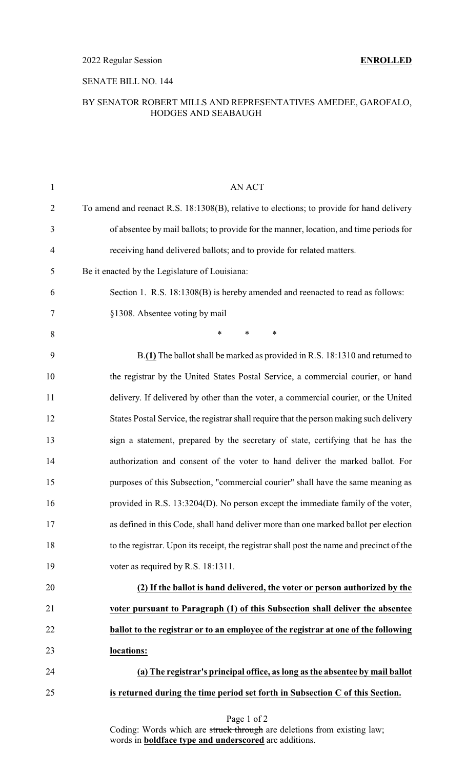2022 Regular Session **ENROLLED**

SENATE BILL NO. 144

BY SENATOR ROBERT MILLS AND REPRESENTATIVES AMEDEE, GAROFALO, HODGES AND SEABAUGH

AN ACT

To amend and reenact R.S. 18:1308(B), relative to elections; to provide for hand delivery of absentee by mail ballots; to provide for the manner, location, and time periods for receiving hand delivered ballots; and to provide for related matters.

Be it enacted by the Legislature of Louisiana:

Section 1. R.S. 18:1308(B) is hereby amended and reenacted to read as follows:

§1308. Absentee voting by mail

\* \* \*

B.**(1)** The ballot shall be marked as provided in R.S. 18:1310 and returned to the registrar by the United States Postal Service, a commercial courier, or hand delivery. If delivered by other than the voter, a commercial courier, or the United States Postal Service, the registrar shall require that the person making such delivery sign a statement, prepared by the secretary of state, certifying that he has the authorization and consent of the voter to hand deliver the marked ballot. For purposes of this Subsection, "commercial courier" shall have the same meaning as provided in R.S. 13:3204(D). No person except the immediate family of the voter, as defined in this Code, shall hand deliver more than one marked ballot per election to the registrar. Upon its receipt, the registrar shall post the name and precinct of the voter as required by R.S. 18:1311.

**(2) If the ballot is hand delivered, the voter or person authorized by the voter pursuant to Paragraph (1) of this Subsection shall deliver the absentee ballot to the registrar or to an employee of the registrar at one of the following locations:**

**(a) The registrar's principal office, as long as the absentee by mail ballot is returned during the time period set forth in Subsection C of this Section.**

Coding: Words which are ~~struck through~~ are deletions from existing law; words in **boldface type and underscored** are additions.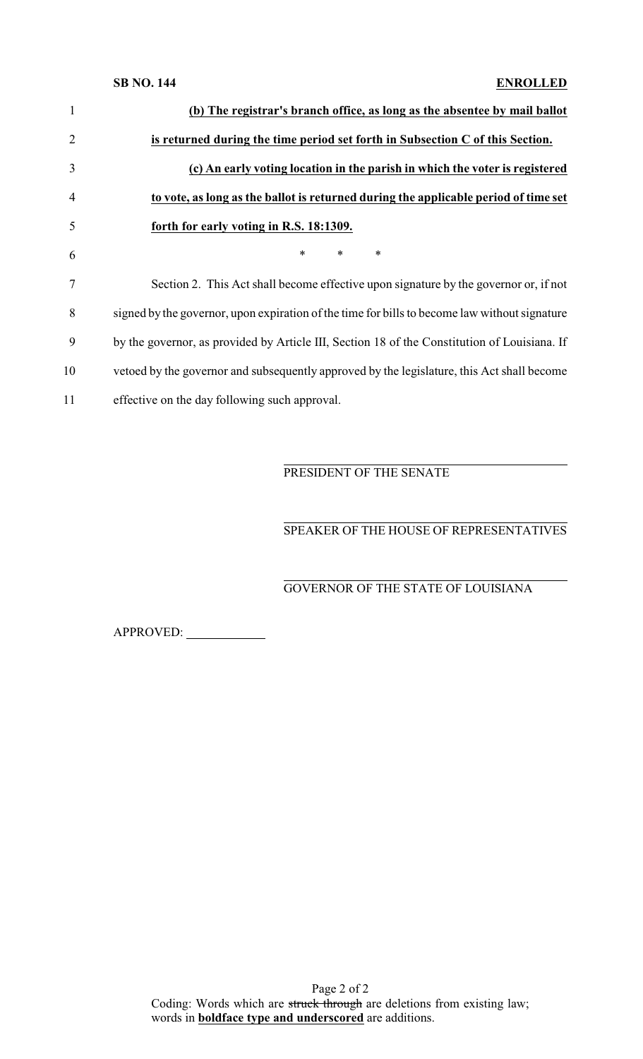**SB NO. 144** **ENROLLED**

**(b) The registrar's branch office, as long as the absentee by mail ballot is returned during the time period set forth in Subsection C of this Section.**

**(c) An early voting location in the parish in which the voter is registered to vote, as long as the ballot is returned during the applicable period of time set forth for early voting in R.S. 18:1309.**

\* \* \*

Section 2. This Act shall become effective upon signature by the governor or, if not signed by the governor, upon expiration of the time for bills to become law without signature by the governor, as provided by Article III, Section 18 of the Constitution of Louisiana. If vetoed by the governor and subsequently approved by the legislature, this Act shall become effective on the day following such approval.

PRESIDENT OF THE SENATE

SPEAKER OF THE HOUSE OF REPRESENTATIVES

GOVERNOR OF THE STATE OF LOUISIANA

APPROVED: ____________

Coding: Words which are ~~struck through~~ are deletions from existing law; words in **boldface type and underscored** are additions.